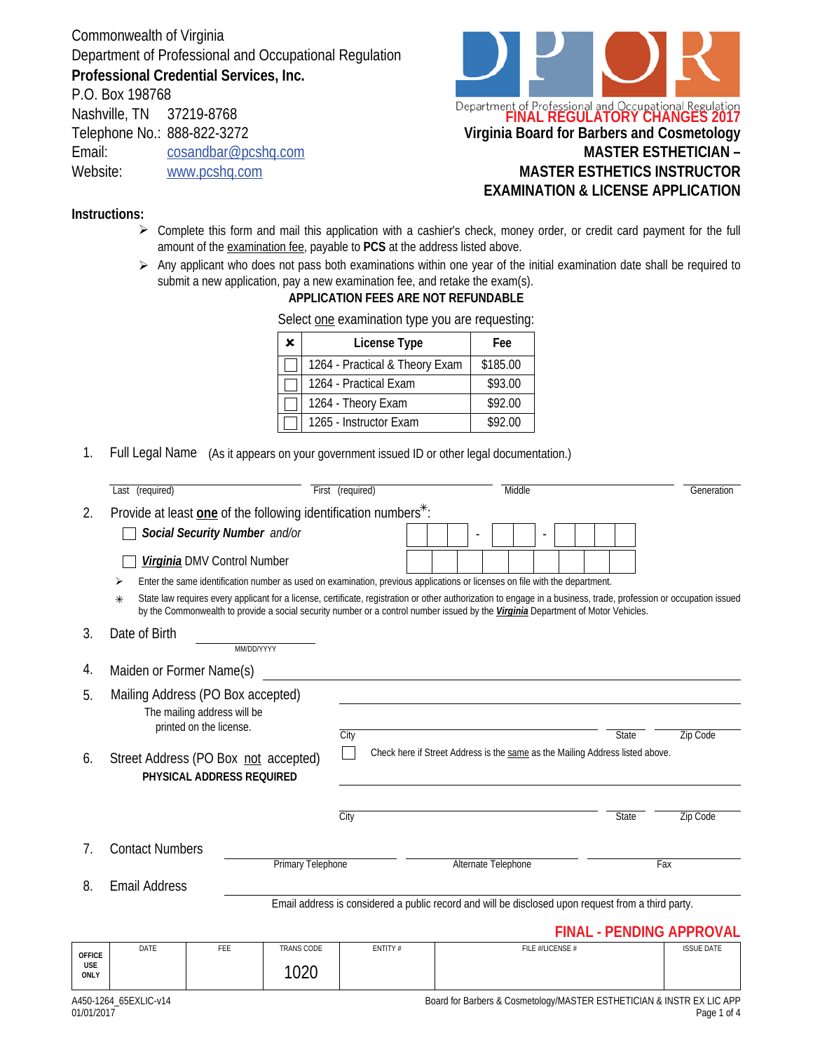Commonwealth of Virginia
Department of Professional and Occupational Regulation
**Professional Credential Services, Inc.**
P.O. Box 198768
Nashville, TN 37219-8768
Telephone No.: 888-822-3272
Email: cosandbar@pcshq.com
Website: www.pcshq.com

Department of Professional and Occupational Regulation

**FINAL REGULATORY CHANGES 2017**

# Virginia Board for Barbers and Cosmetology
# MASTER ESTHETICIAN – MASTER ESTHETICS INSTRUCTOR EXAMINATION & LICENSE APPLICATION

**Instructions:**

- Complete this form and mail this application with a cashier's check, money order, or credit card payment for the full amount of the examination fee, payable to **PCS** at the address listed above.
- Any applicant who does not pass both examinations within one year of the initial examination date shall be required to submit a new application, pay a new examination fee, and retake the exam(s).

**APPLICATION FEES ARE NOT REFUNDABLE**

Select one examination type you are requesting:

| ✘ | License Type | Fee |
|---|---|---|
| ☐ | 1264 - Practical & Theory Exam | $185.00 |
| ☐ | 1264 - Practical Exam | $93.00 |
| ☐ | 1264 - Theory Exam | $92.00 |
| ☐ | 1265 - Instructor Exam | $92.00 |

1. Full Legal Name (As it appears on your government issued ID or other legal documentation.)

   Last (required) ______ First (required) ______ Middle ______ Generation ______

2. Provide at least **one** of the following identification numbers*:

   ☐ ***Social Security Number*** *and/or* ___ ___ ___ - ___ ___ - ___ ___ ___ ___

   ☐ ***Virginia*** DMV Control Number ___ ___ ___ ___ ___ ___ ___ ___ ___

   - Enter the same identification number as used on examination, previous applications or licenses on file with the department.
   - * State law requires every applicant for a license, certificate, registration or other authorization to engage in a business, trade, profession or occupation issued by the Commonwealth to provide a social security number or a control number issued by the ***Virginia*** Department of Motor Vehicles.

3. Date of Birth ______ (MM/DD/YYYY)

4. Maiden or Former Name(s) ______

5. Mailing Address (PO Box accepted)
   The mailing address will be printed on the license.

   ______
   City ______ State ______ Zip Code ______

6. Street Address (PO Box not accepted)
   **PHYSICAL ADDRESS REQUIRED**

   ☐ Check here if Street Address is the same as the Mailing Address listed above.

   ______
   City ______ State ______ Zip Code ______

7. Contact Numbers

   Primary Telephone ______ Alternate Telephone ______ Fax ______

8. Email Address ______

   Email address is considered a public record and will be disclosed upon request from a third party.

**FINAL - PENDING APPROVAL**

| OFFICE USE ONLY | DATE | FEE | TRANS CODE | ENTITY # | FILE #/LICENSE # | ISSUE DATE |
|---|---|---|---|---|---|---|
| | | | 1020 | | | |

A450-1264_65EXLIC-v14
01/01/2017

Board for Barbers & Cosmetology/MASTER ESTHETICIAN & INSTR EX LIC APP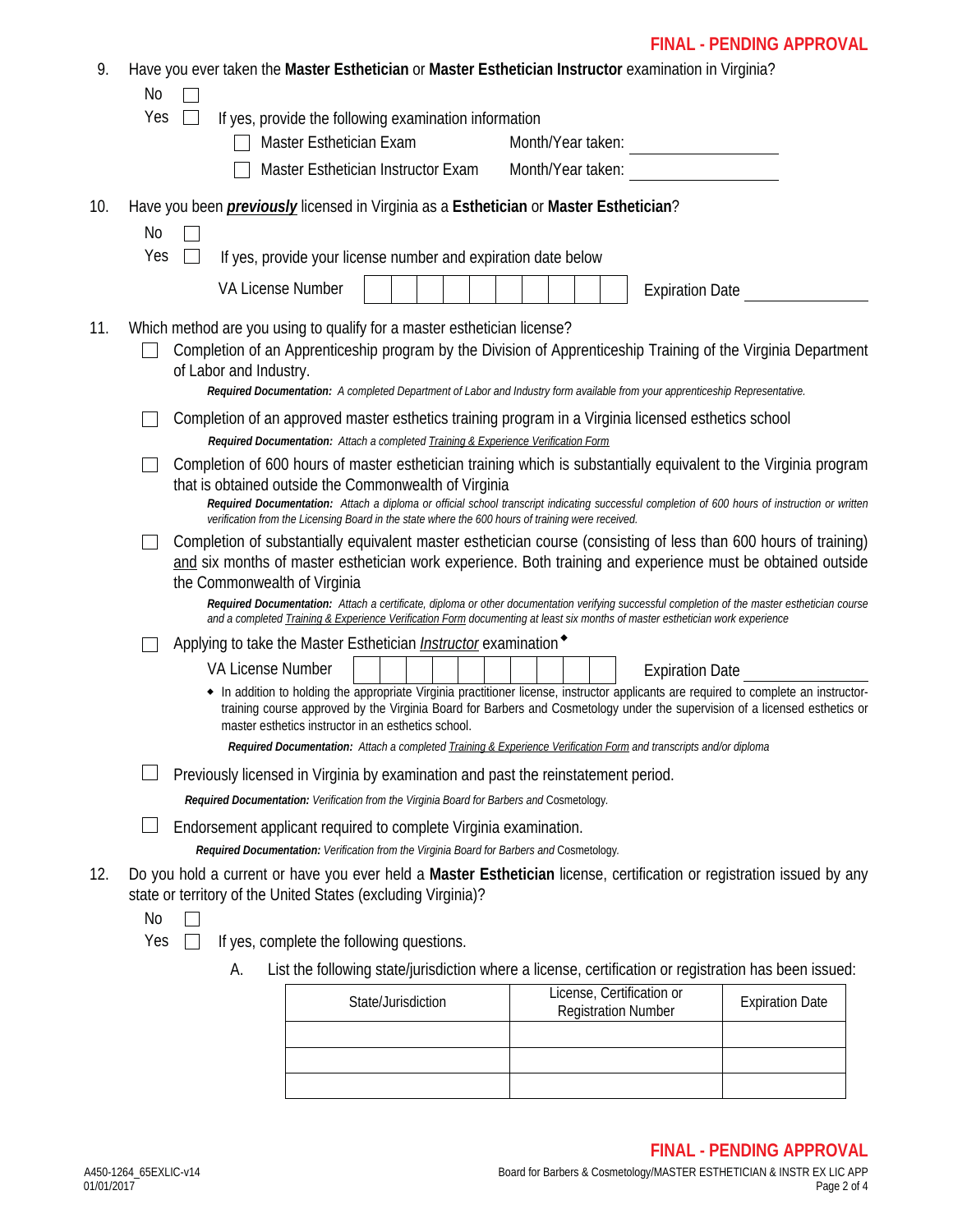FINAL - PENDING APPROVAL

9. Have you ever taken the **Master Esthetician** or **Master Esthetician Instructor** examination in Virginia?

   No ☐

   Yes ☐ If yes, provide the following examination information

   ☐ Master Esthetician Exam Month/Year taken: ____________

   ☐ Master Esthetician Instructor Exam Month/Year taken: ____________

10. Have you been ***previously*** licensed in Virginia as a **Esthetician** or **Master Esthetician**?

    No ☐

    Yes ☐ If yes, provide your license number and expiration date below

    VA License Number ☐☐☐☐☐☐☐☐☐☐ Expiration Date ____________

11. Which method are you using to qualify for a master esthetician license?

    ☐ Completion of an Apprenticeship program by the Division of Apprenticeship Training of the Virginia Department of Labor and Industry.

    ***Required Documentation:*** *A completed Department of Labor and Industry form available from your apprenticeship Representative.*

    ☐ Completion of an approved master esthetics training program in a Virginia licensed esthetics school

    ***Required Documentation:*** *Attach a completed Training & Experience Verification Form*

    ☐ Completion of 600 hours of master esthetician training which is substantially equivalent to the Virginia program that is obtained outside the Commonwealth of Virginia

    ***Required Documentation:*** *Attach a diploma or official school transcript indicating successful completion of 600 hours of instruction or written verification from the Licensing Board in the state where the 600 hours of training were received.*

    ☐ Completion of substantially equivalent master esthetician course (consisting of less than 600 hours of training) and six months of master esthetician work experience. Both training and experience must be obtained outside the Commonwealth of Virginia

    ***Required Documentation:*** *Attach a certificate, diploma or other documentation verifying successful completion of the master esthetician course and a completed Training & Experience Verification Form documenting at least six months of master esthetician work experience*

    ☐ Applying to take the Master Esthetician *Instructor* examination◆

    VA License Number ☐☐☐☐☐☐☐☐☐☐ Expiration Date ____________

    ◆ In addition to holding the appropriate Virginia practitioner license, instructor applicants are required to complete an instructor-training course approved by the Virginia Board for Barbers and Cosmetology under the supervision of a licensed esthetics or master esthetics instructor in an esthetics school.

    ***Required Documentation:*** *Attach a completed Training & Experience Verification Form and transcripts and/or diploma*

    ☐ Previously licensed in Virginia by examination and past the reinstatement period.

    ***Required Documentation:*** *Verification from the Virginia Board for Barbers and Cosmetology.*

    ☐ Endorsement applicant required to complete Virginia examination.

    ***Required Documentation:*** *Verification from the Virginia Board for Barbers and Cosmetology.*

12. Do you hold a current or have you ever held a **Master Esthetician** license, certification or registration issued by any state or territory of the United States (excluding Virginia)?

    No ☐

    Yes ☐ If yes, complete the following questions.

    A. List the following state/jurisdiction where a license, certification or registration has been issued:

| State/Jurisdiction | License, Certification or Registration Number | Expiration Date |
|---|---|---|
| | | |
| | | |
| | | |

FINAL - PENDING APPROVAL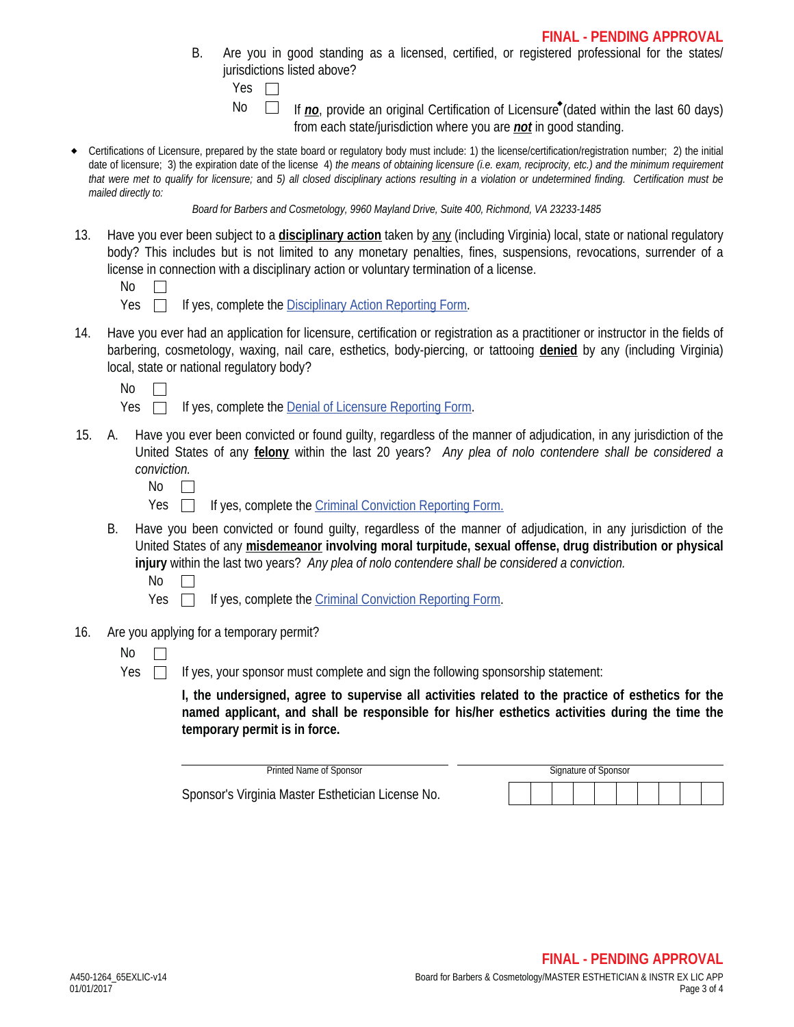B. Are you in good standing as a licensed, certified, or registered professional for the states/ jurisdictions listed above?

Yes ☐

No ☐ If ***no***, provide an original Certification of Licensure◆ (dated within the last 60 days) from each state/jurisdiction where you are ***not*** in good standing.

◆ Certifications of Licensure, prepared by the state board or regulatory body must include: 1) the license/certification/registration number; 2) the initial date of licensure; 3) the expiration date of the license 4) *the means of obtaining licensure (i.e. exam, reciprocity, etc.) and the minimum requirement that were met to qualify for licensure;* and *5) all closed disciplinary actions resulting in a violation or undetermined finding. Certification must be mailed directly to:*

*Board for Barbers and Cosmetology, 9960 Mayland Drive, Suite 400, Richmond, VA 23233-1485*

13. Have you ever been subject to a **disciplinary action** taken by any (including Virginia) local, state or national regulatory body? This includes but is not limited to any monetary penalties, fines, suspensions, revocations, surrender of a license in connection with a disciplinary action or voluntary termination of a license.

    No ☐

    Yes ☐ If yes, complete the Disciplinary Action Reporting Form.

14. Have you ever had an application for licensure, certification or registration as a practitioner or instructor in the fields of barbering, cosmetology, waxing, nail care, esthetics, body-piercing, or tattooing **denied** by any (including Virginia) local, state or national regulatory body?

    No ☐

    Yes ☐ If yes, complete the Denial of Licensure Reporting Form.

15. A. Have you ever been convicted or found guilty, regardless of the manner of adjudication, in any jurisdiction of the United States of any **felony** within the last 20 years? *Any plea of nolo contendere shall be considered a conviction.*

    No ☐

    Yes ☐ If yes, complete the Criminal Conviction Reporting Form.

    B. Have you been convicted or found guilty, regardless of the manner of adjudication, in any jurisdiction of the United States of any **misdemeanor involving moral turpitude, sexual offense, drug distribution or physical injury** within the last two years? *Any plea of nolo contendere shall be considered a conviction.*

    No ☐

    Yes ☐ If yes, complete the Criminal Conviction Reporting Form.

16. Are you applying for a temporary permit?

    No ☐

    Yes ☐ If yes, your sponsor must complete and sign the following sponsorship statement:

    **I, the undersigned, agree to supervise all activities related to the practice of esthetics for the named applicant, and shall be responsible for his/her esthetics activities during the time the temporary permit is in force.**

    ______________________________ ______________________________

    Printed Name of Sponsor Signature of Sponsor

    Sponsor's Virginia Master Esthetician License No. ☐☐☐☐☐☐☐☐☐☐

A450-1264_65EXLIC-v14
01/01/2017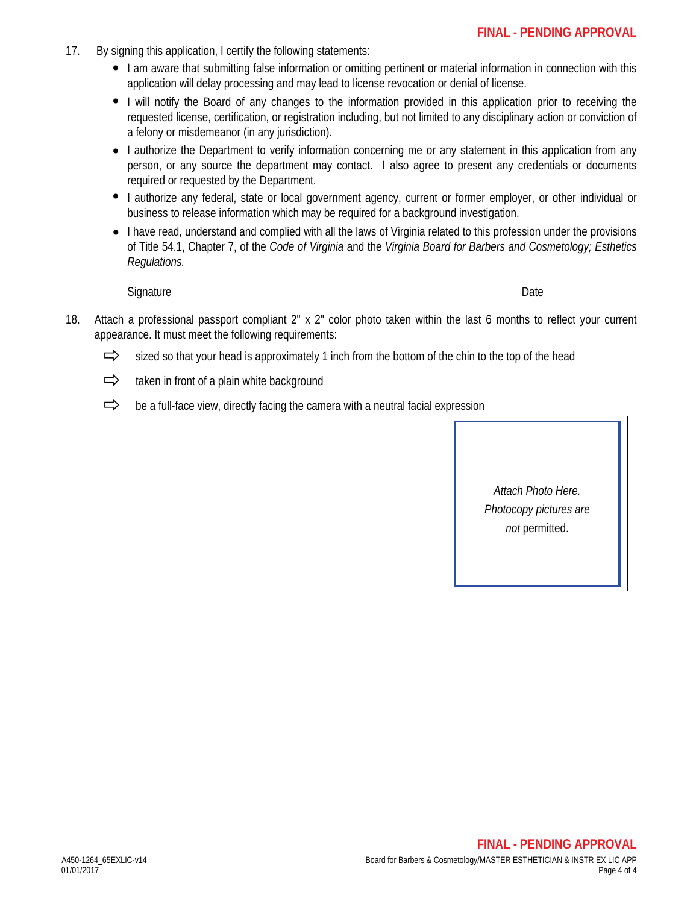17. By signing this application, I certify the following statements:
    - I am aware that submitting false information or omitting pertinent or material information in connection with this application will delay processing and may lead to license revocation or denial of license.
    - I will notify the Board of any changes to the information provided in this application prior to receiving the requested license, certification, or registration including, but not limited to any disciplinary action or conviction of a felony or misdemeanor (in any jurisdiction).
    - I authorize the Department to verify information concerning me or any statement in this application from any person, or any source the department may contact. I also agree to present any credentials or documents required or requested by the Department.
    - I authorize any federal, state or local government agency, current or former employer, or other individual or business to release information which may be required for a background investigation.
    - I have read, understand and complied with all the laws of Virginia related to this profession under the provisions of Title 54.1, Chapter 7, of the *Code of Virginia* and the *Virginia Board for Barbers and Cosmetology; Esthetics Regulations.*

    Signature ______________________________ Date ______________

18. Attach a professional passport compliant 2" x 2" color photo taken within the last 6 months to reflect your current appearance. It must meet the following requirements:
    - ⇨ sized so that your head is approximately 1 inch from the bottom of the chin to the top of the head
    - ⇨ taken in front of a plain white background
    - ⇨ be a full-face view, directly facing the camera with a neutral facial expression

*Attach Photo Here.*
*Photocopy pictures are* *not* permitted.

A450-1264_65EXLIC-v14
01/01/2017